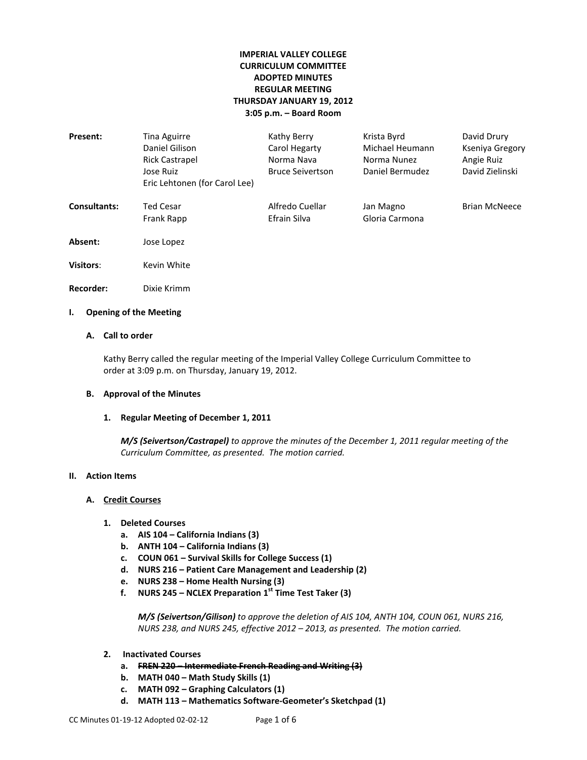**IMPERIAL VALLEY COLLEGE**
**CURRICULUM COMMITTEE**
**ADOPTED MINUTES**
**REGULAR MEETING**
**THURSDAY JANUARY 19, 2012**
**3:05 p.m. – Board Room**

| | | | | |
|---|---|---|---|---|
| **Present:** | Tina Aguirre | Kathy Berry | Krista Byrd | David Drury |
| | Daniel Gilison | Carol Hegarty | Michael Heumann | Kseniya Gregory |
| | Rick Castrapel | Norma Nava | Norma Nunez | Angie Ruiz |
| | Jose Ruiz | Bruce Seivertson | Daniel Bermudez | David Zielinski |
| | Eric Lehtonen (for Carol Lee) | | | |
| **Consultants:** | Ted Cesar | Alfredo Cuellar | Jan Magno | Brian McNeece |
| | Frank Rapp | Efrain Silva | Gloria Carmona | |
| **Absent:** | Jose Lopez | | | |
| **Visitors**: | Kevin White | | | |
| **Recorder:** | Dixie Krimm | | | |

## I. Opening of the Meeting

### A. Call to order

Kathy Berry called the regular meeting of the Imperial Valley College Curriculum Committee to order at 3:09 p.m. on Thursday, January 19, 2012.

### B. Approval of the Minutes

#### 1. Regular Meeting of December 1, 2011

***M/S (Seivertson/Castrapel)*** *to approve the minutes of the December 1, 2011 regular meeting of the Curriculum Committee, as presented. The motion carried.*

## II. Action Items

### A. Credit Courses

#### 1. Deleted Courses

a. **AIS 104 – California Indians (3)**
b. **ANTH 104 – California Indians (3)**
c. **COUN 061 – Survival Skills for College Success (1)**
d. **NURS 216 – Patient Care Management and Leadership (2)**
e. **NURS 238 – Home Health Nursing (3)**
f. **NURS 245 – NCLEX Preparation 1st Time Test Taker (3)**

***M/S (Seivertson/Gilison)*** *to approve the deletion of AIS 104, ANTH 104, COUN 061, NURS 216, NURS 238, and NURS 245, effective 2012 – 2013, as presented. The motion carried.*

#### 2. Inactivated Courses

a. ~~**FREN 220 – Intermediate French Reading and Writing (3)**~~
b. **MATH 040 – Math Study Skills (1)**
c. **MATH 092 – Graphing Calculators (1)**
d. **MATH 113 – Mathematics Software-Geometer's Sketchpad (1)**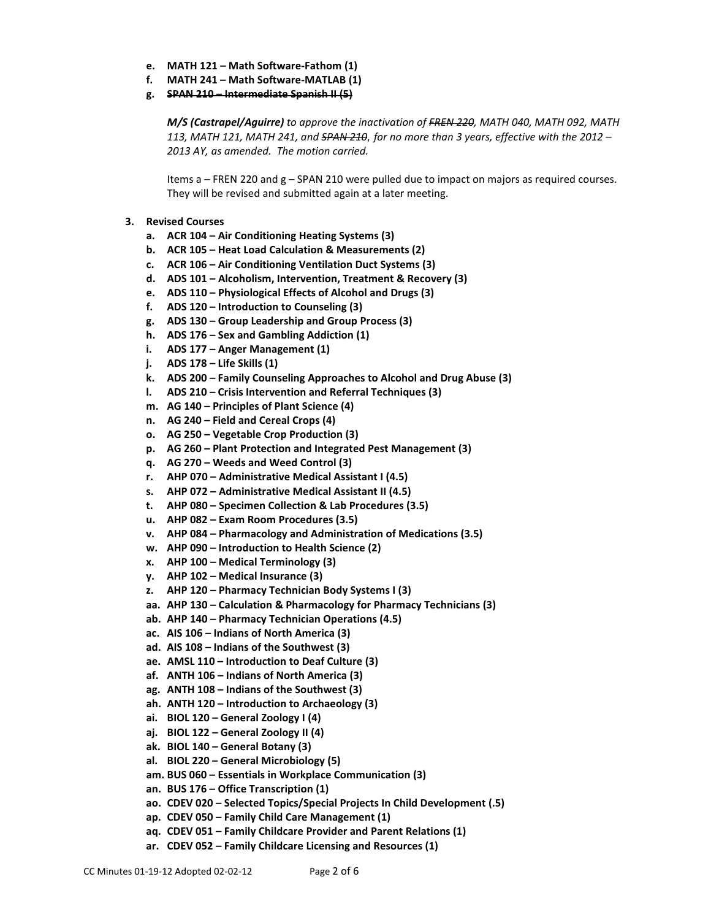e. **MATH 121 – Math Software-Fathom (1)**
f. **MATH 241 – Math Software-MATLAB (1)**
g. **~~SPAN 210 – Intermediate Spanish II (5)~~**

***M/S (Castrapel/Aguirre)*** *to approve the inactivation of ~~FREN 220~~, MATH 040, MATH 092, MATH 113, MATH 121, MATH 241, and ~~SPAN 210~~, for no more than 3 years, effective with the 2012 – 2013 AY, as amended. The motion carried.*

Items a – FREN 220 and g – SPAN 210 were pulled due to impact on majors as required courses. They will be revised and submitted again at a later meeting.

3. **Revised Courses**
   a. **ACR 104 – Air Conditioning Heating Systems (3)**
   b. **ACR 105 – Heat Load Calculation & Measurements (2)**
   c. **ACR 106 – Air Conditioning Ventilation Duct Systems (3)**
   d. **ADS 101 – Alcoholism, Intervention, Treatment & Recovery (3)**
   e. **ADS 110 – Physiological Effects of Alcohol and Drugs (3)**
   f. **ADS 120 – Introduction to Counseling (3)**
   g. **ADS 130 – Group Leadership and Group Process (3)**
   h. **ADS 176 – Sex and Gambling Addiction (1)**
   i. **ADS 177 – Anger Management (1)**
   j. **ADS 178 – Life Skills (1)**
   k. **ADS 200 – Family Counseling Approaches to Alcohol and Drug Abuse (3)**
   l. **ADS 210 – Crisis Intervention and Referral Techniques (3)**
   m. **AG 140 – Principles of Plant Science (4)**
   n. **AG 240 – Field and Cereal Crops (4)**
   o. **AG 250 – Vegetable Crop Production (3)**
   p. **AG 260 – Plant Protection and Integrated Pest Management (3)**
   q. **AG 270 – Weeds and Weed Control (3)**
   r. **AHP 070 – Administrative Medical Assistant I (4.5)**
   s. **AHP 072 – Administrative Medical Assistant II (4.5)**
   t. **AHP 080 – Specimen Collection & Lab Procedures (3.5)**
   u. **AHP 082 – Exam Room Procedures (3.5)**
   v. **AHP 084 – Pharmacology and Administration of Medications (3.5)**
   w. **AHP 090 – Introduction to Health Science (2)**
   x. **AHP 100 – Medical Terminology (3)**
   y. **AHP 102 – Medical Insurance (3)**
   z. **AHP 120 – Pharmacy Technician Body Systems I (3)**
   aa. **AHP 130 – Calculation & Pharmacology for Pharmacy Technicians (3)**
   ab. **AHP 140 – Pharmacy Technician Operations (4.5)**
   ac. **AIS 106 – Indians of North America (3)**
   ad. **AIS 108 – Indians of the Southwest (3)**
   ae. **AMSL 110 – Introduction to Deaf Culture (3)**
   af. **ANTH 106 – Indians of North America (3)**
   ag. **ANTH 108 – Indians of the Southwest (3)**
   ah. **ANTH 120 – Introduction to Archaeology (3)**
   ai. **BIOL 120 – General Zoology I (4)**
   aj. **BIOL 122 – General Zoology II (4)**
   ak. **BIOL 140 – General Botany (3)**
   al. **BIOL 220 – General Microbiology (5)**
   am. **BUS 060 – Essentials in Workplace Communication (3)**
   an. **BUS 176 – Office Transcription (1)**
   ao. **CDEV 020 – Selected Topics/Special Projects In Child Development (.5)**
   ap. **CDEV 050 – Family Child Care Management (1)**
   aq. **CDEV 051 – Family Childcare Provider and Parent Relations (1)**
   ar. **CDEV 052 – Family Childcare Licensing and Resources (1)**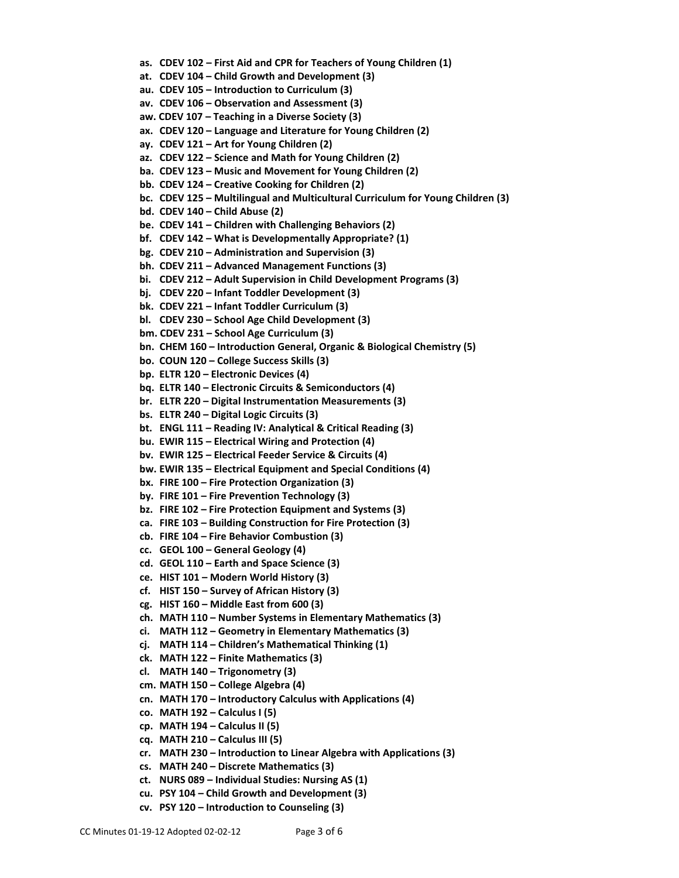- **as. CDEV 102 – First Aid and CPR for Teachers of Young Children (1)**
- **at. CDEV 104 – Child Growth and Development (3)**
- **au. CDEV 105 – Introduction to Curriculum (3)**
- **av. CDEV 106 – Observation and Assessment (3)**
- **aw. CDEV 107 – Teaching in a Diverse Society (3)**
- **ax. CDEV 120 – Language and Literature for Young Children (2)**
- **ay. CDEV 121 – Art for Young Children (2)**
- **az. CDEV 122 – Science and Math for Young Children (2)**
- **ba. CDEV 123 – Music and Movement for Young Children (2)**
- **bb. CDEV 124 – Creative Cooking for Children (2)**
- **bc. CDEV 125 – Multilingual and Multicultural Curriculum for Young Children (3)**
- **bd. CDEV 140 – Child Abuse (2)**
- **be. CDEV 141 – Children with Challenging Behaviors (2)**
- **bf. CDEV 142 – What is Developmentally Appropriate? (1)**
- **bg. CDEV 210 – Administration and Supervision (3)**
- **bh. CDEV 211 – Advanced Management Functions (3)**
- **bi. CDEV 212 – Adult Supervision in Child Development Programs (3)**
- **bj. CDEV 220 – Infant Toddler Development (3)**
- **bk. CDEV 221 – Infant Toddler Curriculum (3)**
- **bl. CDEV 230 – School Age Child Development (3)**
- **bm. CDEV 231 – School Age Curriculum (3)**
- **bn. CHEM 160 – Introduction General, Organic & Biological Chemistry (5)**
- **bo. COUN 120 – College Success Skills (3)**
- **bp. ELTR 120 – Electronic Devices (4)**
- **bq. ELTR 140 – Electronic Circuits & Semiconductors (4)**
- **br. ELTR 220 – Digital Instrumentation Measurements (3)**
- **bs. ELTR 240 – Digital Logic Circuits (3)**
- **bt. ENGL 111 – Reading IV: Analytical & Critical Reading (3)**
- **bu. EWIR 115 – Electrical Wiring and Protection (4)**
- **bv. EWIR 125 – Electrical Feeder Service & Circuits (4)**
- **bw. EWIR 135 – Electrical Equipment and Special Conditions (4)**
- **bx. FIRE 100 – Fire Protection Organization (3)**
- **by. FIRE 101 – Fire Prevention Technology (3)**
- **bz. FIRE 102 – Fire Protection Equipment and Systems (3)**
- **ca. FIRE 103 – Building Construction for Fire Protection (3)**
- **cb. FIRE 104 – Fire Behavior Combustion (3)**
- **cc. GEOL 100 – General Geology (4)**
- **cd. GEOL 110 – Earth and Space Science (3)**
- **ce. HIST 101 – Modern World History (3)**
- **cf. HIST 150 – Survey of African History (3)**
- **cg. HIST 160 – Middle East from 600 (3)**
- **ch. MATH 110 – Number Systems in Elementary Mathematics (3)**
- **ci. MATH 112 – Geometry in Elementary Mathematics (3)**
- **cj. MATH 114 – Children's Mathematical Thinking (1)**
- **ck. MATH 122 – Finite Mathematics (3)**
- **cl. MATH 140 – Trigonometry (3)**
- **cm. MATH 150 – College Algebra (4)**
- **cn. MATH 170 – Introductory Calculus with Applications (4)**
- **co. MATH 192 – Calculus I (5)**
- **cp. MATH 194 – Calculus II (5)**
- **cq. MATH 210 – Calculus III (5)**
- **cr. MATH 230 – Introduction to Linear Algebra with Applications (3)**
- **cs. MATH 240 – Discrete Mathematics (3)**
- **ct. NURS 089 – Individual Studies: Nursing AS (1)**
- **cu. PSY 104 – Child Growth and Development (3)**
- **cv. PSY 120 – Introduction to Counseling (3)**

CC Minutes 01-19-12 Adopted 02-02-12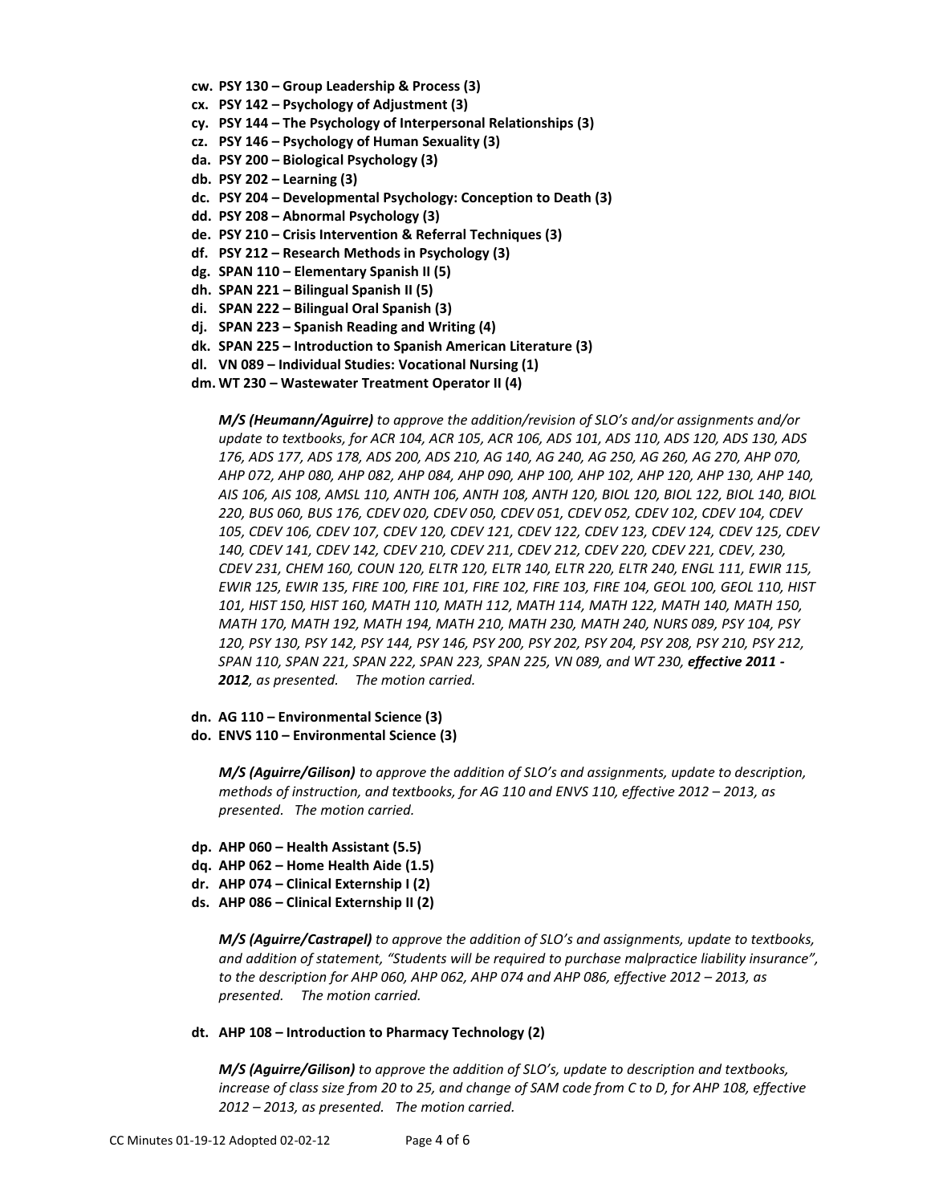- **cw. PSY 130 – Group Leadership & Process (3)**
- **cx. PSY 142 – Psychology of Adjustment (3)**
- **cy. PSY 144 – The Psychology of Interpersonal Relationships (3)**
- **cz. PSY 146 – Psychology of Human Sexuality (3)**
- **da. PSY 200 – Biological Psychology (3)**
- **db. PSY 202 – Learning (3)**
- **dc. PSY 204 – Developmental Psychology: Conception to Death (3)**
- **dd. PSY 208 – Abnormal Psychology (3)**
- **de. PSY 210 – Crisis Intervention & Referral Techniques (3)**
- **df. PSY 212 – Research Methods in Psychology (3)**
- **dg. SPAN 110 – Elementary Spanish II (5)**
- **dh. SPAN 221 – Bilingual Spanish II (5)**
- **di. SPAN 222 – Bilingual Oral Spanish (3)**
- **dj. SPAN 223 – Spanish Reading and Writing (4)**
- **dk. SPAN 225 – Introduction to Spanish American Literature (3)**
- **dl. VN 089 – Individual Studies: Vocational Nursing (1)**
- **dm. WT 230 – Wastewater Treatment Operator II (4)**

***M/S (Heumann/Aguirre)*** *to approve the addition/revision of SLO's and/or assignments and/or update to textbooks, for ACR 104, ACR 105, ACR 106, ADS 101, ADS 110, ADS 120, ADS 130, ADS 176, ADS 177, ADS 178, ADS 200, ADS 210, AG 140, AG 240, AG 250, AG 260, AG 270, AHP 070, AHP 072, AHP 080, AHP 082, AHP 084, AHP 090, AHP 100, AHP 102, AHP 120, AHP 130, AHP 140, AIS 106, AIS 108, AMSL 110, ANTH 106, ANTH 108, ANTH 120, BIOL 120, BIOL 122, BIOL 140, BIOL 220, BUS 060, BUS 176, CDEV 020, CDEV 050, CDEV 051, CDEV 052, CDEV 102, CDEV 104, CDEV 105, CDEV 106, CDEV 107, CDEV 120, CDEV 121, CDEV 122, CDEV 123, CDEV 124, CDEV 125, CDEV 140, CDEV 141, CDEV 142, CDEV 210, CDEV 211, CDEV 212, CDEV 220, CDEV 221, CDEV, 230, CDEV 231, CHEM 160, COUN 120, ELTR 120, ELTR 140, ELTR 220, ELTR 240, ENGL 111, EWIR 115, EWIR 125, EWIR 135, FIRE 100, FIRE 101, FIRE 102, FIRE 103, FIRE 104, GEOL 100, GEOL 110, HIST 101, HIST 150, HIST 160, MATH 110, MATH 112, MATH 114, MATH 122, MATH 140, MATH 150, MATH 170, MATH 192, MATH 194, MATH 210, MATH 230, MATH 240, NURS 089, PSY 104, PSY 120, PSY 130, PSY 142, PSY 144, PSY 146, PSY 200, PSY 202, PSY 204, PSY 208, PSY 210, PSY 212, SPAN 110, SPAN 221, SPAN 222, SPAN 223, SPAN 225, VN 089, and WT 230,* ***effective 2011 - 2012****, as presented. The motion carried.*

- **dn. AG 110 – Environmental Science (3)**
- **do. ENVS 110 – Environmental Science (3)**

***M/S (Aguirre/Gilison)*** *to approve the addition of SLO's and assignments, update to description, methods of instruction, and textbooks, for AG 110 and ENVS 110, effective 2012 – 2013, as presented. The motion carried.*

- **dp. AHP 060 – Health Assistant (5.5)**
- **dq. AHP 062 – Home Health Aide (1.5)**
- **dr. AHP 074 – Clinical Externship I (2)**
- **ds. AHP 086 – Clinical Externship II (2)**

***M/S (Aguirre/Castrapel)*** *to approve the addition of SLO's and assignments, update to textbooks, and addition of statement, "Students will be required to purchase malpractice liability insurance", to the description for AHP 060, AHP 062, AHP 074 and AHP 086, effective 2012 – 2013, as presented. The motion carried.*

- **dt. AHP 108 – Introduction to Pharmacy Technology (2)**

***M/S (Aguirre/Gilison)*** *to approve the addition of SLO's, update to description and textbooks, increase of class size from 20 to 25, and change of SAM code from C to D, for AHP 108, effective 2012 – 2013, as presented. The motion carried.*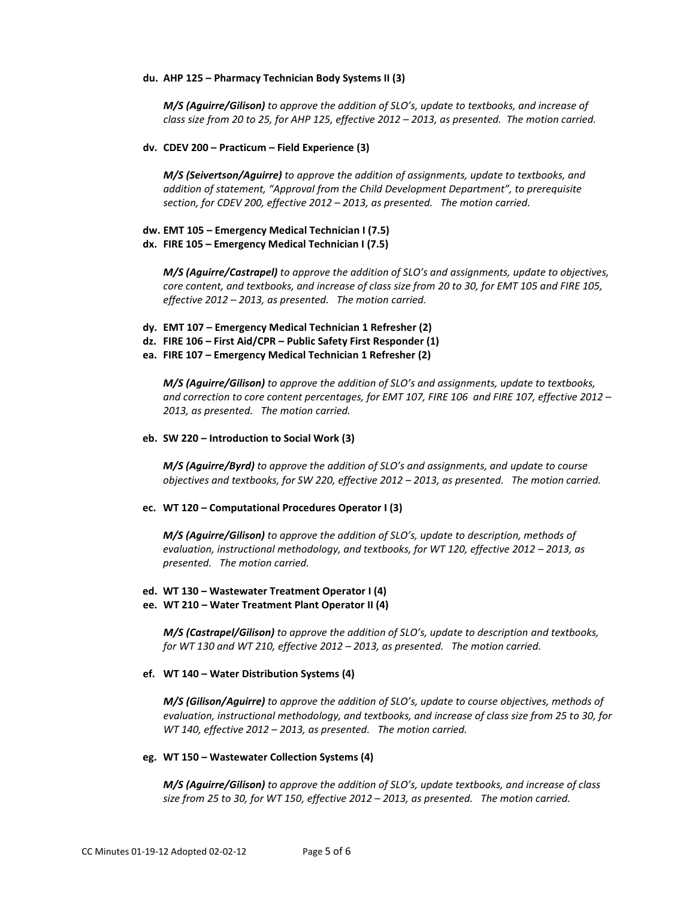**du. AHP 125 – Pharmacy Technician Body Systems II (3)**

***M/S (Aguirre/Gilison)*** *to approve the addition of SLO's, update to textbooks, and increase of class size from 20 to 25, for AHP 125, effective 2012 – 2013, as presented. The motion carried.*

**dv. CDEV 200 – Practicum – Field Experience (3)**

***M/S (Seivertson/Aguirre)*** *to approve the addition of assignments, update to textbooks, and addition of statement, "Approval from the Child Development Department", to prerequisite section, for CDEV 200, effective 2012 – 2013, as presented. The motion carried.*

**dw. EMT 105 – Emergency Medical Technician I (7.5)**
**dx. FIRE 105 – Emergency Medical Technician I (7.5)**

***M/S (Aguirre/Castrapel)*** *to approve the addition of SLO's and assignments, update to objectives, core content, and textbooks, and increase of class size from 20 to 30, for EMT 105 and FIRE 105, effective 2012 – 2013, as presented. The motion carried.*

**dy. EMT 107 – Emergency Medical Technician 1 Refresher (2)**
**dz. FIRE 106 – First Aid/CPR – Public Safety First Responder (1)**
**ea. FIRE 107 – Emergency Medical Technician 1 Refresher (2)**

***M/S (Aguirre/Gilison)*** *to approve the addition of SLO's and assignments, update to textbooks, and correction to core content percentages, for EMT 107, FIRE 106 and FIRE 107, effective 2012 – 2013, as presented. The motion carried.*

**eb. SW 220 – Introduction to Social Work (3)**

***M/S (Aguirre/Byrd)*** *to approve the addition of SLO's and assignments, and update to course objectives and textbooks, for SW 220, effective 2012 – 2013, as presented. The motion carried.*

**ec. WT 120 – Computational Procedures Operator I (3)**

***M/S (Aguirre/Gilison)*** *to approve the addition of SLO's, update to description, methods of evaluation, instructional methodology, and textbooks, for WT 120, effective 2012 – 2013, as presented. The motion carried.*

**ed. WT 130 – Wastewater Treatment Operator I (4)**
**ee. WT 210 – Water Treatment Plant Operator II (4)**

***M/S (Castrapel/Gilison)*** *to approve the addition of SLO's, update to description and textbooks, for WT 130 and WT 210, effective 2012 – 2013, as presented. The motion carried.*

**ef. WT 140 – Water Distribution Systems (4)**

***M/S (Gilison/Aguirre)*** *to approve the addition of SLO's, update to course objectives, methods of evaluation, instructional methodology, and textbooks, and increase of class size from 25 to 30, for WT 140, effective 2012 – 2013, as presented. The motion carried.*

**eg. WT 150 – Wastewater Collection Systems (4)**

***M/S (Aguirre/Gilison)*** *to approve the addition of SLO's, update textbooks, and increase of class size from 25 to 30, for WT 150, effective 2012 – 2013, as presented. The motion carried.*

CC Minutes 01-19-12 Adopted 02-02-12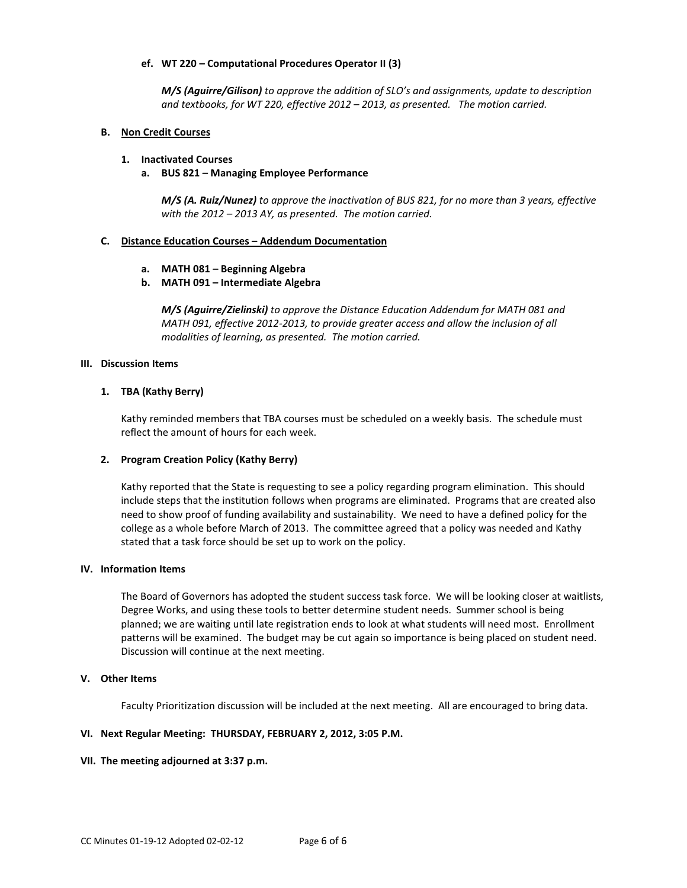**ef. WT 220 – Computational Procedures Operator II (3)**

***M/S (Aguirre/Gilison)*** *to approve the addition of SLO's and assignments, update to description and textbooks, for WT 220, effective 2012 – 2013, as presented. The motion carried.*

**B. Non Credit Courses**

**1. Inactivated Courses**

**a. BUS 821 – Managing Employee Performance**

***M/S (A. Ruiz/Nunez)*** *to approve the inactivation of BUS 821, for no more than 3 years, effective with the 2012 – 2013 AY, as presented. The motion carried.*

**C. Distance Education Courses – Addendum Documentation**

**a. MATH 081 – Beginning Algebra**
**b. MATH 091 – Intermediate Algebra**

***M/S (Aguirre/Zielinski)*** *to approve the Distance Education Addendum for MATH 081 and MATH 091, effective 2012-2013, to provide greater access and allow the inclusion of all modalities of learning, as presented. The motion carried.*

## III. Discussion Items

**1. TBA (Kathy Berry)**

Kathy reminded members that TBA courses must be scheduled on a weekly basis. The schedule must reflect the amount of hours for each week.

**2. Program Creation Policy (Kathy Berry)**

Kathy reported that the State is requesting to see a policy regarding program elimination. This should include steps that the institution follows when programs are eliminated. Programs that are created also need to show proof of funding availability and sustainability. We need to have a defined policy for the college as a whole before March of 2013. The committee agreed that a policy was needed and Kathy stated that a task force should be set up to work on the policy.

## IV. Information Items

The Board of Governors has adopted the student success task force. We will be looking closer at waitlists, Degree Works, and using these tools to better determine student needs. Summer school is being planned; we are waiting until late registration ends to look at what students will need most. Enrollment patterns will be examined. The budget may be cut again so importance is being placed on student need. Discussion will continue at the next meeting.

## V. Other Items

Faculty Prioritization discussion will be included at the next meeting. All are encouraged to bring data.

## VI. Next Regular Meeting: THURSDAY, FEBRUARY 2, 2012, 3:05 P.M.

## VII. The meeting adjourned at 3:37 p.m.

CC Minutes 01-19-12 Adopted 02-02-12